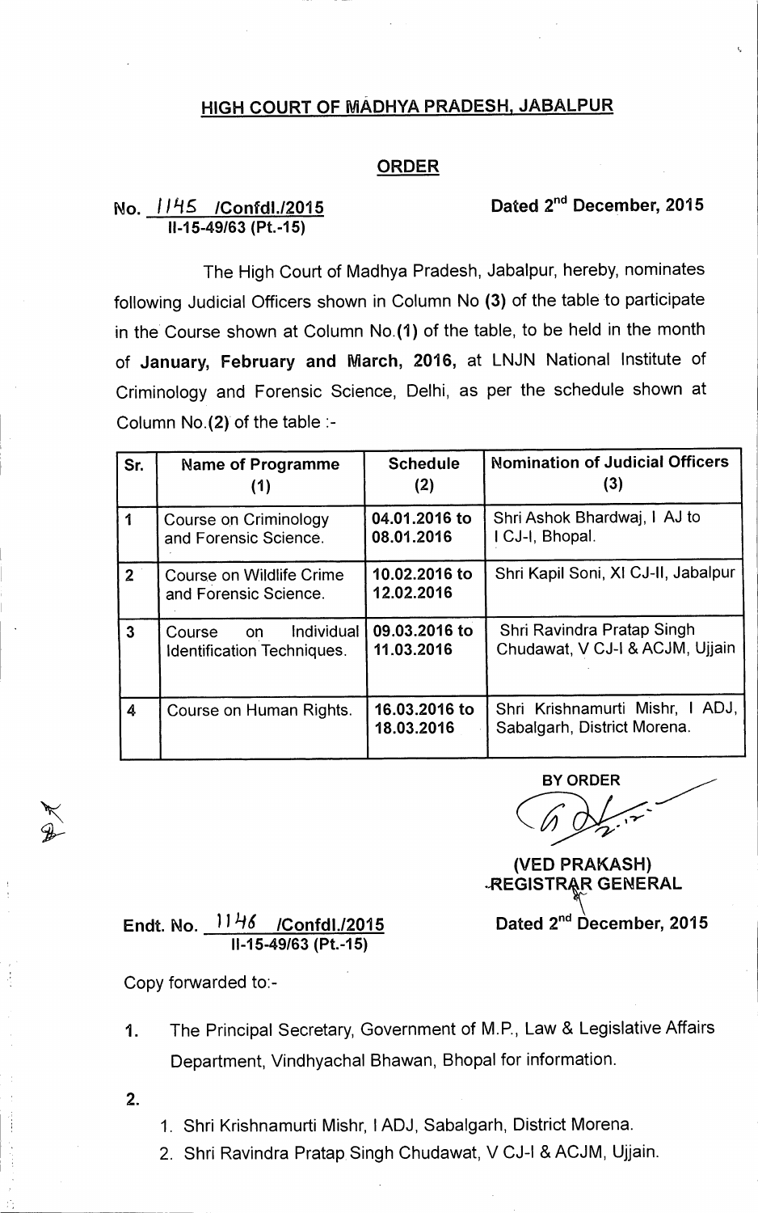## HIGH COURT OF MADHYA PRADESH, JABALPUR

### ORDER

No. 1145 /Confdl./2015 Dated 2nd December, 2015
II-15-49/63 (Pt.-15)

The High Court of Madhya Pradesh, Jabalpur, hereby, nominates following Judicial Officers shown in Column No **(3)** of the table to participate in the Course shown at Column No.**(1)** of the table, to be held in the month of **January, February and March, 2016,** at LNJN National Institute of Criminology and Forensic Science, Delhi, as per the schedule shown at Column No.**(2)** of the table :-

| Sr. | Name of Programme (1) | Schedule (2) | Nomination of Judicial Officers (3) |
|---|---|---|---|
| 1 | Course on Criminology and Forensic Science. | **04.01.2016 to 08.01.2016** | Shri Ashok Bhardwaj, I AJ to I CJ-I, Bhopal. |
| 2 | Course on Wildlife Crime and Forensic Science. | **10.02.2016 to 12.02.2016** | Shri Kapil Soni, XI CJ-II, Jabalpur |
| 3 | Course on Individual Identification Techniques. | **09.03.2016 to 11.03.2016** | Shri Ravindra Pratap Singh Chudawat, V CJ-I & ACJM, Ujjain |
| 4 | Course on Human Rights. | **16.03.2016 to 18.03.2016** | Shri Krishnamurti Mishr, I ADJ, Sabalgarh, District Morena. |

BY ORDER

**(VED PRAKASH)**
**REGISTRAR GENERAL**

Endt. No. 1146 /Confdl./2015 Dated 2nd December, 2015
II-15-49/63 (Pt.-15)

Copy forwarded to:-

1. The Principal Secretary, Government of M.P., Law & Legislative Affairs Department, Vindhyachal Bhawan, Bhopal for information.
2. 
   1. Shri Krishnamurti Mishr, I ADJ, Sabalgarh, District Morena.
   2. Shri Ravindra Pratap Singh Chudawat, V CJ-I & ACJM, Ujjain.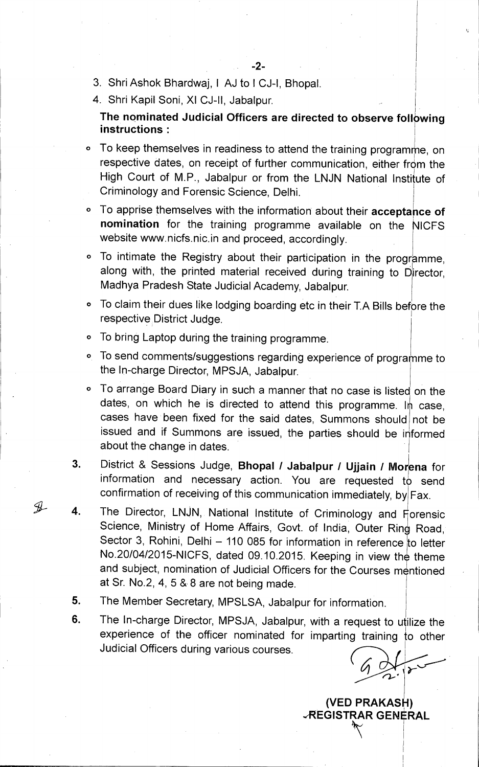3. Shri Ashok Bhardwaj, I AJ to I CJ-I, Bhopal.
4. Shri Kapil Soni, XI CJ-II, Jabalpur.

**The nominated Judicial Officers are directed to observe following instructions :**

- To keep themselves in readiness to attend the training programme, on respective dates, on receipt of further communication, either from the High Court of M.P., Jabalpur or from the LNJN National Institute of Criminology and Forensic Science, Delhi.
- To apprise themselves with the information about their **acceptance of nomination** for the training programme available on the NICFS website www.nicfs.nic.in and proceed, accordingly.
- To intimate the Registry about their participation in the programme, along with, the printed material received during training to Director, Madhya Pradesh State Judicial Academy, Jabalpur.
- To claim their dues like lodging boarding etc in their T.A Bills before the respective District Judge.
- To bring Laptop during the training programme.
- To send comments/suggestions regarding experience of programme to the In-charge Director, MPSJA, Jabalpur.
- To arrange Board Diary in such a manner that no case is listed on the dates, on which he is directed to attend this programme. In case, cases have been fixed for the said dates, Summons should not be issued and if Summons are issued, the parties should be informed about the change in dates.

3. District & Sessions Judge, **Bhopal / Jabalpur / Ujjain / Morena** for information and necessary action. You are requested to send confirmation of receiving of this communication immediately, by Fax.

4. The Director, LNJN, National Institute of Criminology and Forensic Science, Ministry of Home Affairs, Govt. of India, Outer Ring Road, Sector 3, Rohini, Delhi – 110 085 for information in reference to letter No.20/04/2015-NICFS, dated 09.10.2015. Keeping in view the theme and subject, nomination of Judicial Officers for the Courses mentioned at Sr. No.2, 4, 5 & 8 are not being made.

5. The Member Secretary, MPSLSA, Jabalpur for information.

6. The In-charge Director, MPSJA, Jabalpur, with a request to utilize the experience of the officer nominated for imparting training to other Judicial Officers during various courses.

**(VED PRAKASH)**
**REGISTRAR GENERAL**